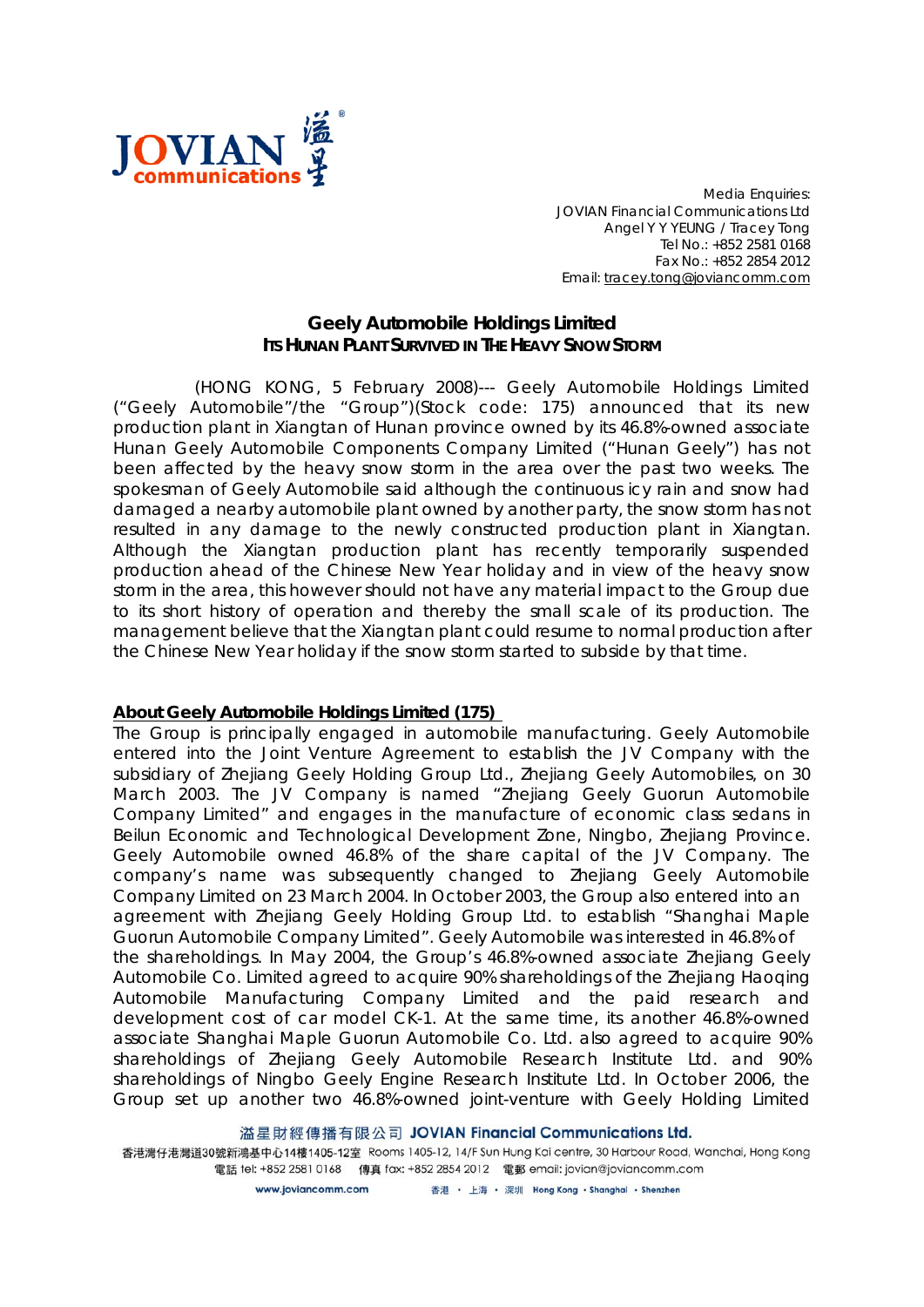Media Enquiries:
JOVIAN Financial Communications Ltd
Angel Y Y YEUNG / Tracey Tong
Tel No.: +852 2581 0168
Fax No.: +852 2854 2012
Email: tracey.tong@joviancomm.com

# Geely Automobile Holdings Limited
## ITS HUNAN PLANT SURVIVED IN THE HEAVY SNOW STORM

(HONG KONG, 5 February 2008)--- Geely Automobile Holdings Limited ("Geely Automobile"/the "Group")(Stock code: 175) announced that its new production plant in Xiangtan of Hunan province owned by its 46.8%-owned associate Hunan Geely Automobile Components Company Limited ("Hunan Geely") has not been affected by the heavy snow storm in the area over the past two weeks. The spokesman of Geely Automobile said although the continuous icy rain and snow had damaged a nearby automobile plant owned by another party, the snow storm has not resulted in any damage to the newly constructed production plant in Xiangtan. Although the Xiangtan production plant has recently temporarily suspended production ahead of the Chinese New Year holiday and in view of the heavy snow storm in the area, this however should not have any material impact to the Group due to its short history of operation and thereby the small scale of its production. The management believe that the Xiangtan plant could resume to normal production after the Chinese New Year holiday if the snow storm started to subside by that time.

**About Geely Automobile Holdings Limited (175)**

The Group is principally engaged in automobile manufacturing. Geely Automobile entered into the Joint Venture Agreement to establish the JV Company with the subsidiary of Zhejiang Geely Holding Group Ltd., Zhejiang Geely Automobiles, on 30 March 2003. The JV Company is named "Zhejiang Geely Guorun Automobile Company Limited" and engages in the manufacture of economic class sedans in Beilun Economic and Technological Development Zone, Ningbo, Zhejiang Province. Geely Automobile owned 46.8% of the share capital of the JV Company. The company's name was subsequently changed to Zhejiang Geely Automobile Company Limited on 23 March 2004. In October 2003, the Group also entered into an agreement with Zhejiang Geely Holding Group Ltd. to establish "Shanghai Maple Guorun Automobile Company Limited". Geely Automobile was interested in 46.8% of the shareholdings. In May 2004, the Group's 46.8%-owned associate Zhejiang Geely Automobile Co. Limited agreed to acquire 90% shareholdings of the Zhejiang Haoqing Automobile Manufacturing Company Limited and the paid research and development cost of car model CK-1. At the same time, its another 46.8%-owned associate Shanghai Maple Guorun Automobile Co. Ltd. also agreed to acquire 90% shareholdings of Zhejiang Geely Automobile Research Institute Ltd. and 90% shareholdings of Ningbo Geely Engine Research Institute Ltd. In October 2006, the Group set up another two 46.8%-owned joint-venture with Geely Holding Limited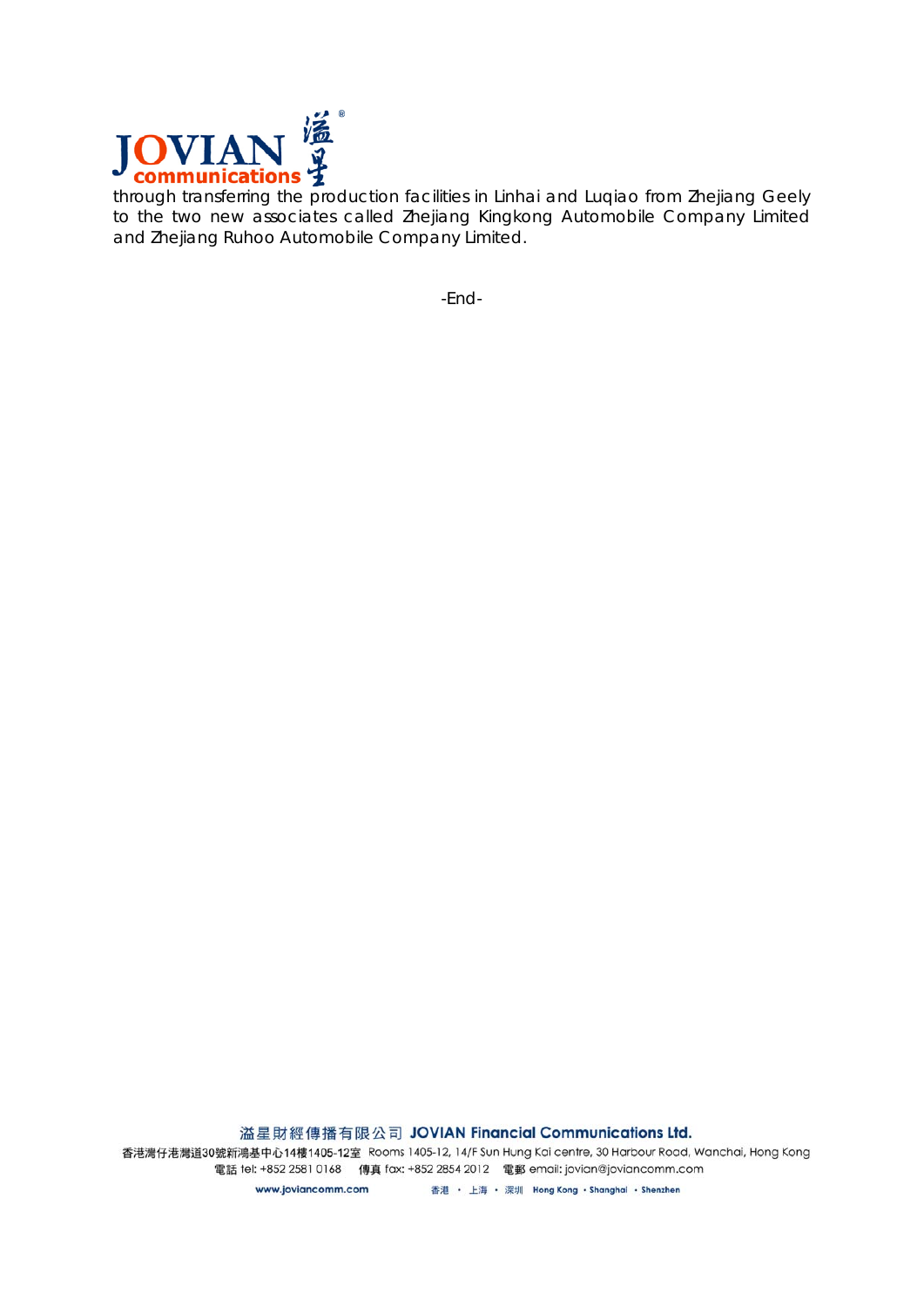through transferring the production facilities in Linhai and Luqiao from Zhejiang Geely to the two new associates called Zhejiang Kingkong Automobile Company Limited and Zhejiang Ruhoo Automobile Company Limited.

-End-